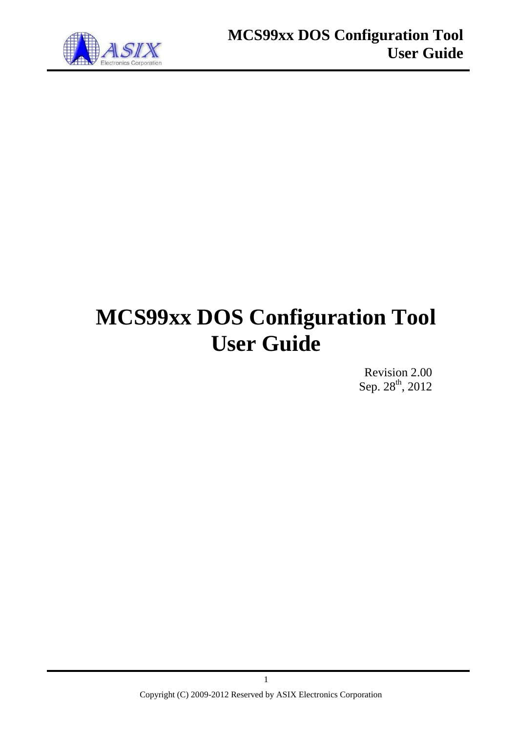# MCS99xx DOS Configuration Tool User Guide

Revision 2.00
Sep. 28th, 2012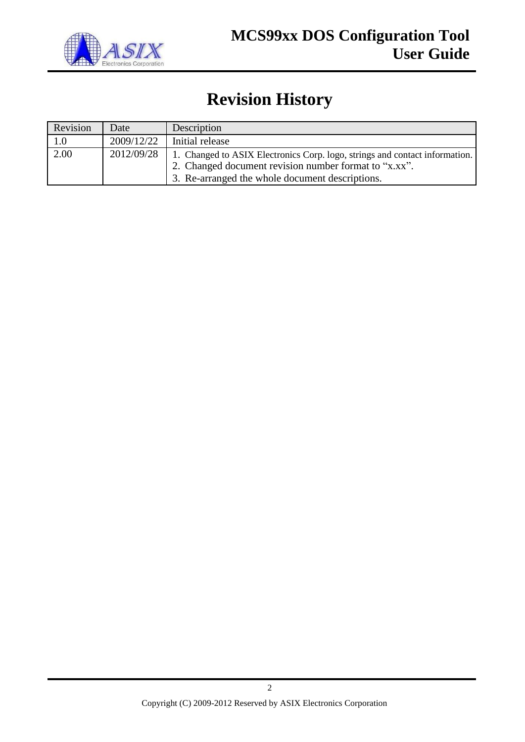# Revision History

| Revision | Date | Description |
|---|---|---|
| 1.0 | 2009/12/22 | Initial release |
| 2.00 | 2012/09/28 | 1. Changed to ASIX Electronics Corp. logo, strings and contact information.<br>2. Changed document revision number format to "x.xx".<br>3. Re-arranged the whole document descriptions. |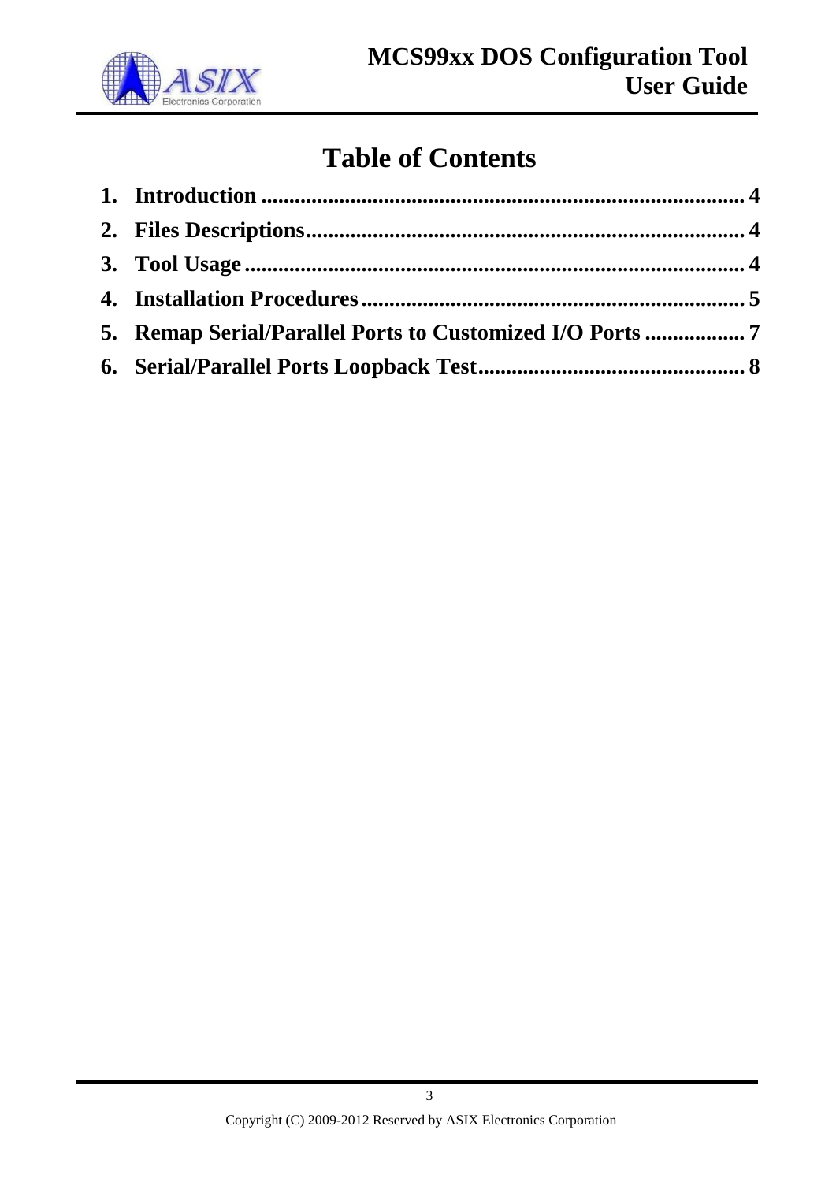# Table of Contents

1. **Introduction** ........................................................................................ **4**
2. **Files Descriptions** .................................................................................. **4**
3. **Tool Usage** ............................................................................................. **4**
4. **Installation Procedures** ......................................................................... **5**
5. **Remap Serial/Parallel Ports to Customized I/O Ports** ................. **7**
6. **Serial/Parallel Ports Loopback Test** ................................................ **8**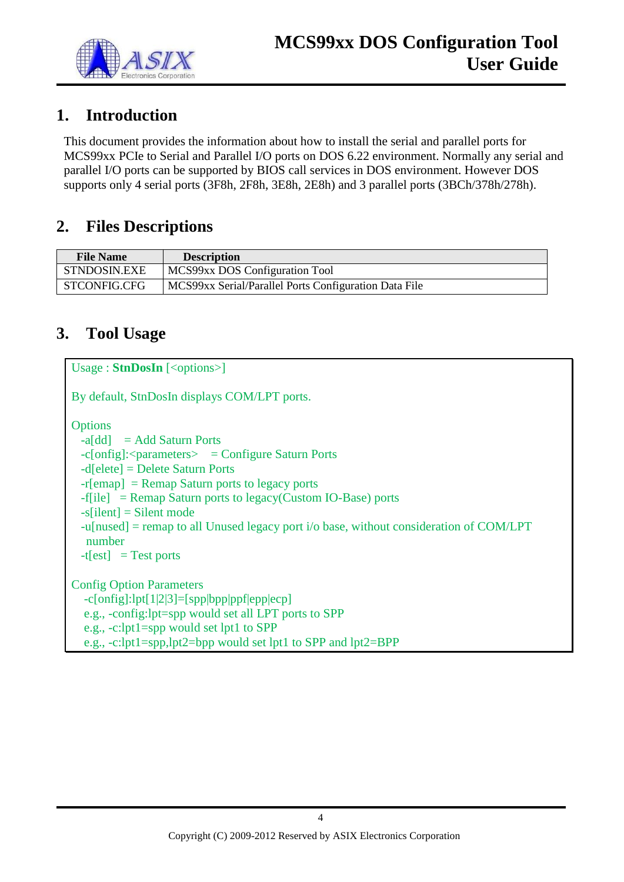## 1. Introduction

This document provides the information about how to install the serial and parallel ports for MCS99xx PCIe to Serial and Parallel I/O ports on DOS 6.22 environment. Normally any serial and parallel I/O ports can be supported by BIOS call services in DOS environment. However DOS supports only 4 serial ports (3F8h, 2F8h, 3E8h, 2E8h) and 3 parallel ports (3BCh/378h/278h).

## 2. Files Descriptions

| File Name | Description |
|---|---|
| STNDOSIN.EXE | MCS99xx DOS Configuration Tool |
| STCONFIG.CFG | MCS99xx Serial/Parallel Ports Configuration Data File |

## 3. Tool Usage

```
Usage : StnDosIn [<options>]

By default, StnDosIn displays COM/LPT ports.

Options
  -a[dd]    = Add Saturn Ports
  -c[onfig]:<parameters>    = Configure Saturn Ports
  -d[elete] = Delete Saturn Ports
  -r[emap]  = Remap Saturn ports to legacy ports
  -f[ile]   = Remap Saturn ports to legacy(Custom IO-Base) ports
  -s[ilent] = Silent mode
  -u[nused] = remap to all Unused legacy port i/o base, without consideration of COM/LPT
   number
  -t[est]   = Test ports

Config Option Parameters
   -c[onfig]:lpt[1|2|3]=[spp|bpp|ppf|epp|ecp]
   e.g., -config:lpt=spp would set all LPT ports to SPP
   e.g., -c:lpt1=spp would set lpt1 to SPP
   e.g., -c:lpt1=spp,lpt2=bpp would set lpt1 to SPP and lpt2=BPP
```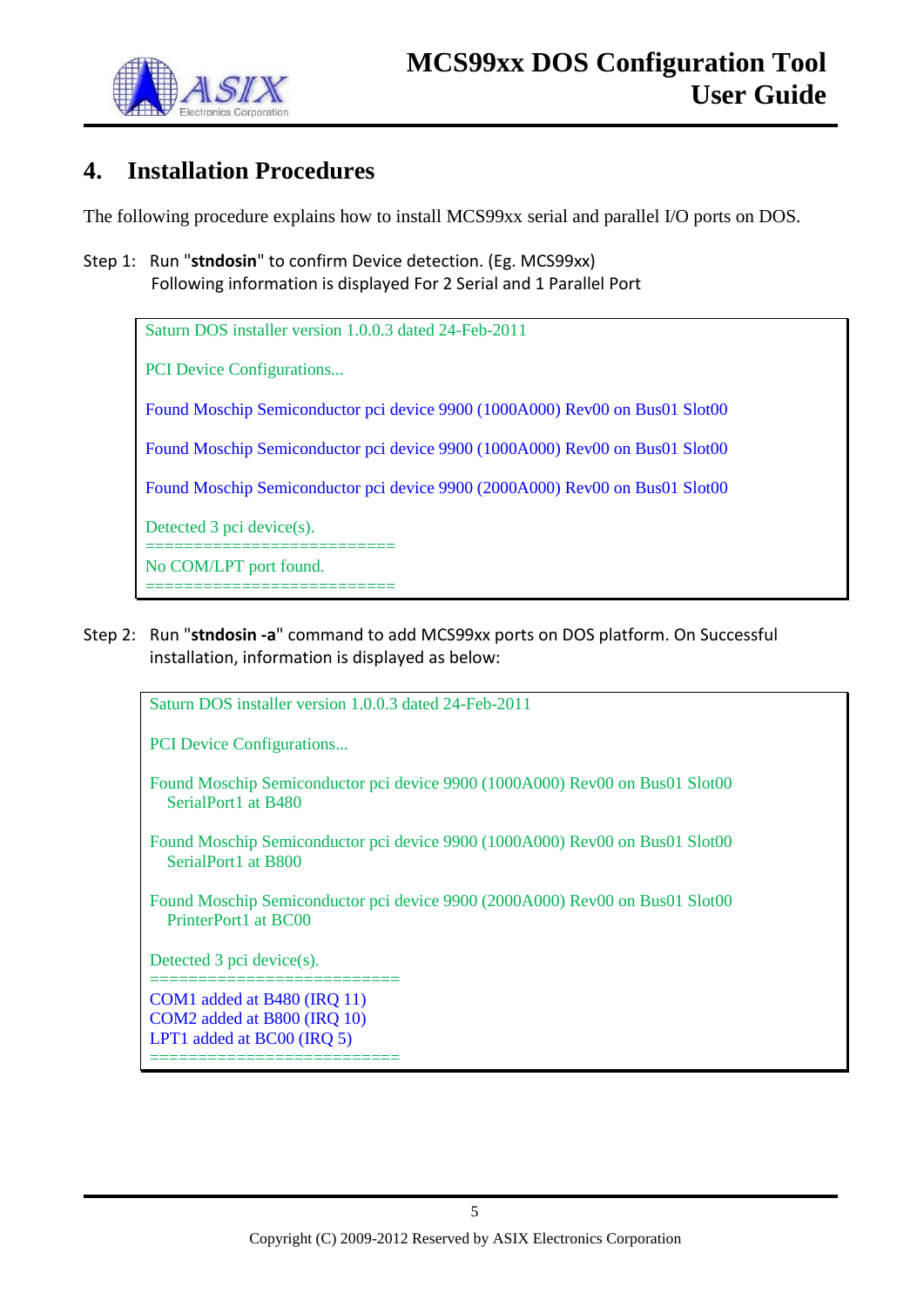# 4. Installation Procedures

The following procedure explains how to install MCS99xx serial and parallel I/O ports on DOS.

Step 1: Run "**stndosin**" to confirm Device detection. (Eg. MCS99xx)
Following information is displayed For 2 Serial and 1 Parallel Port

```
Saturn DOS installer version 1.0.0.3 dated 24-Feb-2011

PCI Device Configurations...

Found Moschip Semiconductor pci device 9900 (1000A000) Rev00 on Bus01 Slot00

Found Moschip Semiconductor pci device 9900 (1000A000) Rev00 on Bus01 Slot00

Found Moschip Semiconductor pci device 9900 (2000A000) Rev00 on Bus01 Slot00

Detected 3 pci device(s).
==========================
No COM/LPT port found.
==========================
```

Step 2: Run "**stndosin -a**" command to add MCS99xx ports on DOS platform. On Successful installation, information is displayed as below:

```
Saturn DOS installer version 1.0.0.3 dated 24-Feb-2011

PCI Device Configurations...

Found Moschip Semiconductor pci device 9900 (1000A000) Rev00 on Bus01 Slot00
   SerialPort1 at B480

Found Moschip Semiconductor pci device 9900 (1000A000) Rev00 on Bus01 Slot00
   SerialPort1 at B800

Found Moschip Semiconductor pci device 9900 (2000A000) Rev00 on Bus01 Slot00
   PrinterPort1 at BC00

Detected 3 pci device(s).
==========================
COM1 added at B480 (IRQ 11)
COM2 added at B800 (IRQ 10)
LPT1 added at BC00 (IRQ 5)
==========================
```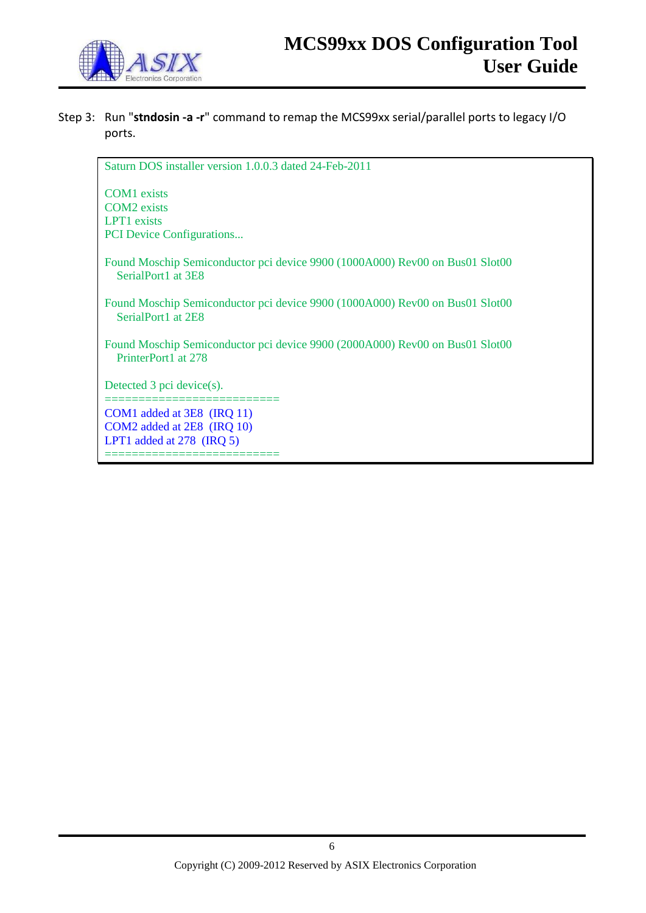Step 3: Run "**stndosin -a -r**" command to remap the MCS99xx serial/parallel ports to legacy I/O ports.

```
Saturn DOS installer version 1.0.0.3 dated 24-Feb-2011

COM1 exists
COM2 exists
LPT1 exists
PCI Device Configurations...

Found Moschip Semiconductor pci device 9900 (1000A000) Rev00 on Bus01 Slot00
   SerialPort1 at 3E8

Found Moschip Semiconductor pci device 9900 (1000A000) Rev00 on Bus01 Slot00
   SerialPort1 at 2E8

Found Moschip Semiconductor pci device 9900 (2000A000) Rev00 on Bus01 Slot00
   PrinterPort1 at 278

Detected 3 pci device(s).
==========================
COM1 added at 3E8  (IRQ 11)
COM2 added at 2E8  (IRQ 10)
LPT1 added at 278  (IRQ 5)
==========================
```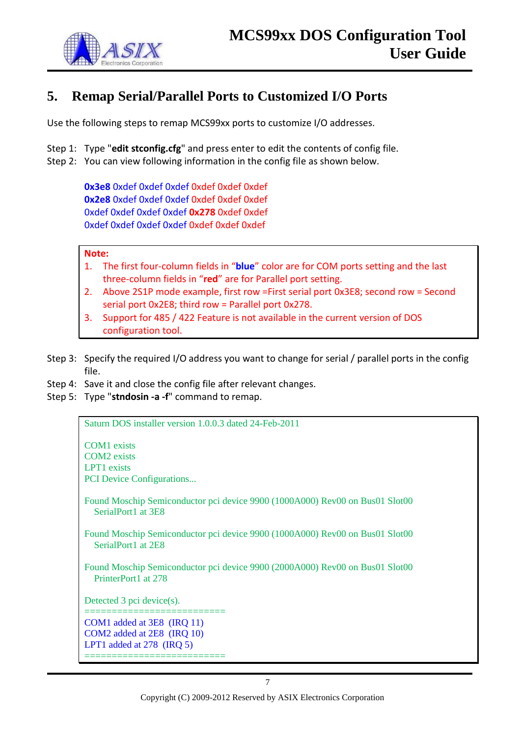## 5. Remap Serial/Parallel Ports to Customized I/O Ports

Use the following steps to remap MCS99xx ports to customize I/O addresses.

Step 1: Type "**edit stconfig.cfg**" and press enter to edit the contents of config file.
Step 2: You can view following information in the config file as shown below.

```
0x3e8 0xdef 0xdef 0xdef 0xdef 0xdef 0xdef
0x2e8 0xdef 0xdef 0xdef 0xdef 0xdef 0xdef
0xdef 0xdef 0xdef 0xdef 0x278 0xdef 0xdef
0xdef 0xdef 0xdef 0xdef 0xdef 0xdef 0xdef
```

**Note:**

1. The first four-column fields in "**blue**" color are for COM ports setting and the last three-column fields in "**red**" are for Parallel port setting.
2. Above 2S1P mode example, first row =First serial port 0x3E8; second row = Second serial port 0x2E8; third row = Parallel port 0x278.
3. Support for 485 / 422 Feature is not available in the current version of DOS configuration tool.

Step 3: Specify the required I/O address you want to change for serial / parallel ports in the config file.
Step 4: Save it and close the config file after relevant changes.
Step 5: Type "**stndosin -a -f**" command to remap.

```
Saturn DOS installer version 1.0.0.3 dated 24-Feb-2011

COM1 exists
COM2 exists
LPT1 exists
PCI Device Configurations...

Found Moschip Semiconductor pci device 9900 (1000A000) Rev00 on Bus01 Slot00
   SerialPort1 at 3E8

Found Moschip Semiconductor pci device 9900 (1000A000) Rev00 on Bus01 Slot00
   SerialPort1 at 2E8

Found Moschip Semiconductor pci device 9900 (2000A000) Rev00 on Bus01 Slot00
   PrinterPort1 at 278

Detected 3 pci device(s).
=========================
COM1 added at 3E8  (IRQ 11)
COM2 added at 2E8  (IRQ 10)
LPT1 added at 278  (IRQ 5)
=========================
```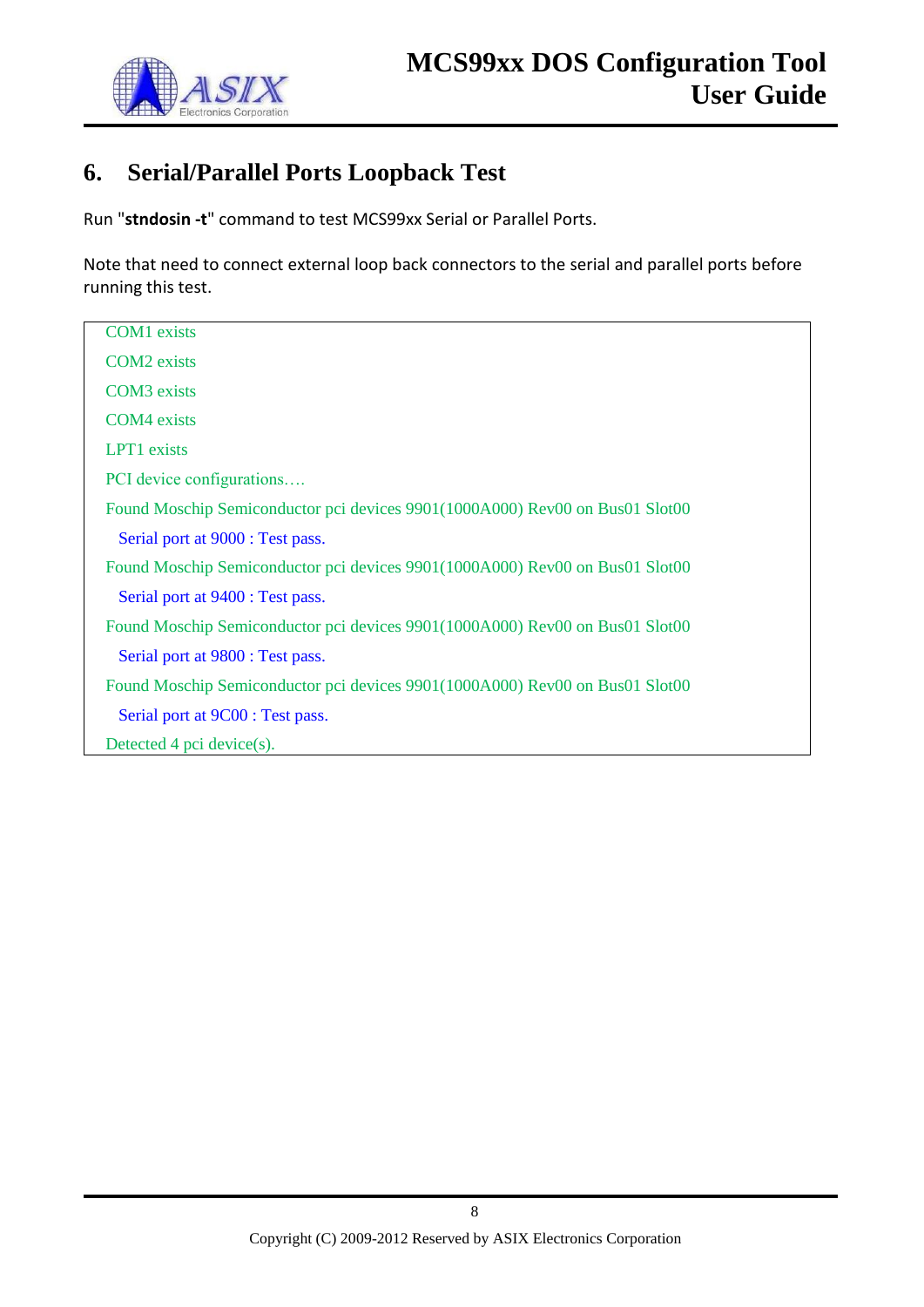## 6. Serial/Parallel Ports Loopback Test

Run "**stndosin -t**" command to test MCS99xx Serial or Parallel Ports.

Note that need to connect external loop back connectors to the serial and parallel ports before running this test.

```
COM1 exists
COM2 exists
COM3 exists
COM4 exists
LPT1 exists
PCI device configurations….
Found Moschip Semiconductor pci devices 9901(1000A000) Rev00 on Bus01 Slot00
  Serial port at 9000 : Test pass.
Found Moschip Semiconductor pci devices 9901(1000A000) Rev00 on Bus01 Slot00
  Serial port at 9400 : Test pass.
Found Moschip Semiconductor pci devices 9901(1000A000) Rev00 on Bus01 Slot00
  Serial port at 9800 : Test pass.
Found Moschip Semiconductor pci devices 9901(1000A000) Rev00 on Bus01 Slot00
  Serial port at 9C00 : Test pass.
Detected 4 pci device(s).
```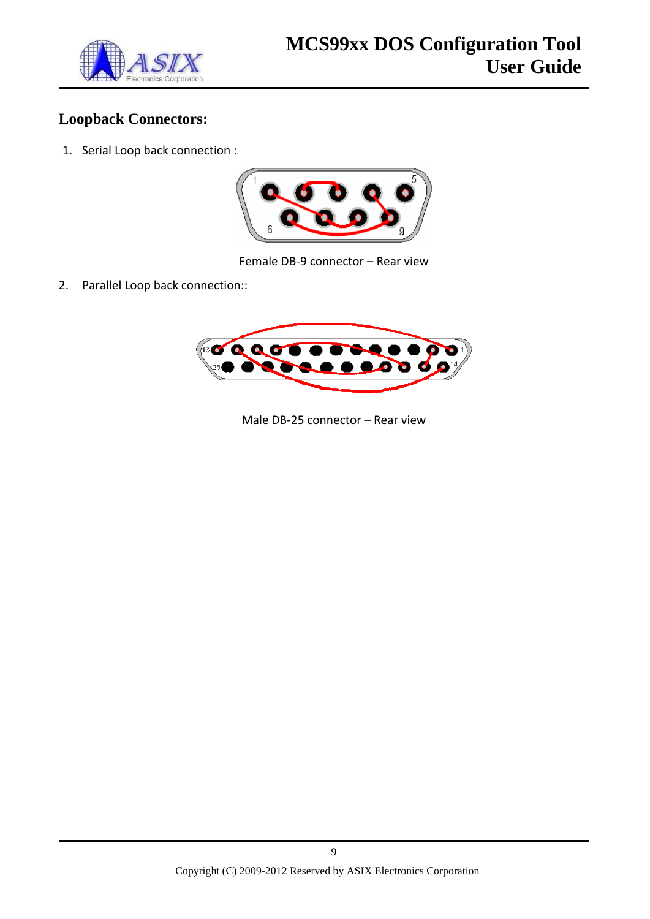## Loopback Connectors:

1. Serial Loop back connection :

Female DB-9 connector – Rear view

2. Parallel Loop back connection::

Male DB-25 connector – Rear view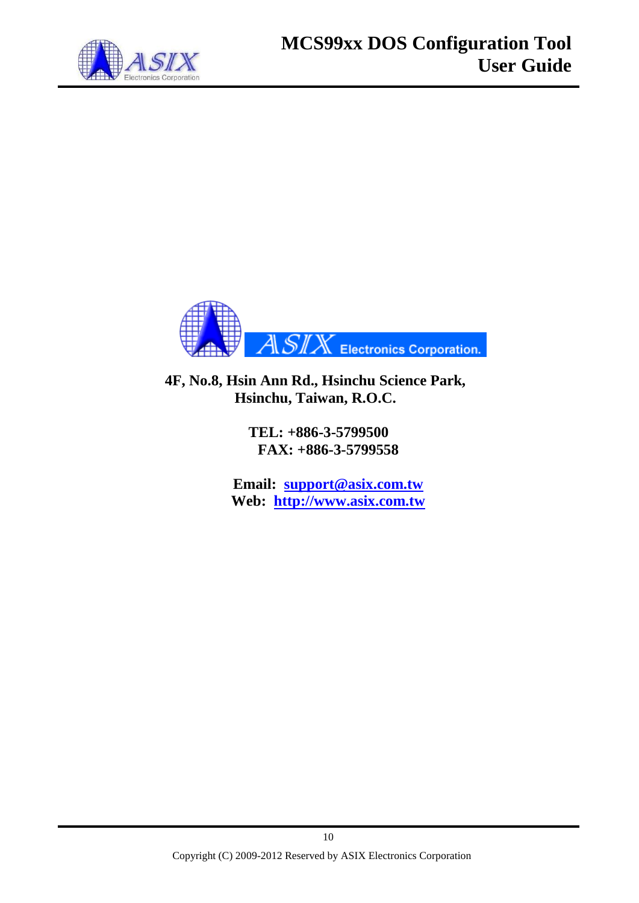**ASIX Electronics Corporation.**

**4F, No.8, Hsin Ann Rd., Hsinchu Science Park,**
**Hsinchu, Taiwan, R.O.C.**

**TEL: +886-3-5799500**
**FAX: +886-3-5799558**

**Email: support@asix.com.tw**
**Web: http://www.asix.com.tw**